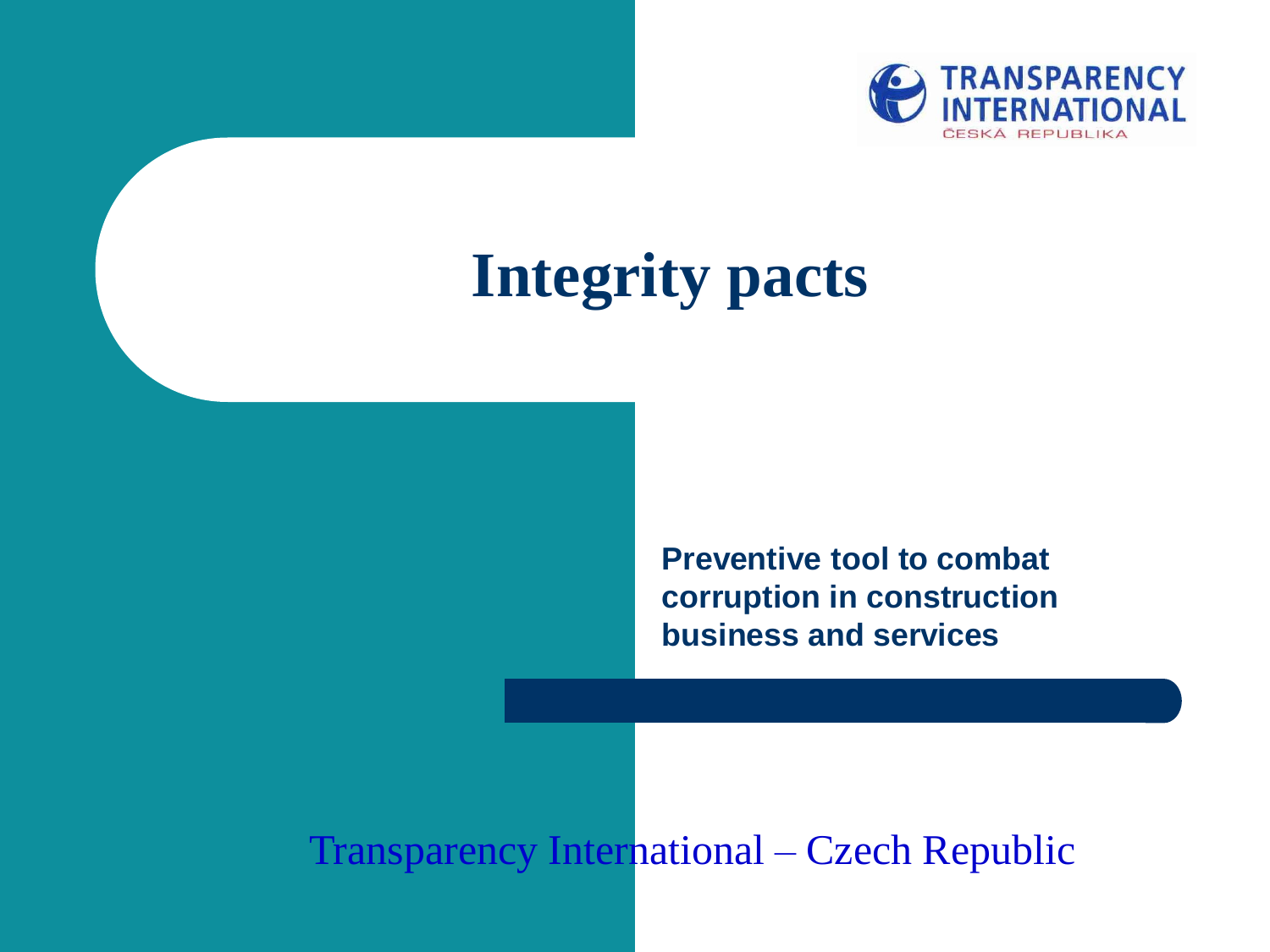TRANSPARENCY INTERNATIONAL
ČESKÁ REPUBLIKA

# Integrity pacts

**Preventive tool to combat corruption in construction business and services**

Transparency International – Czech Republic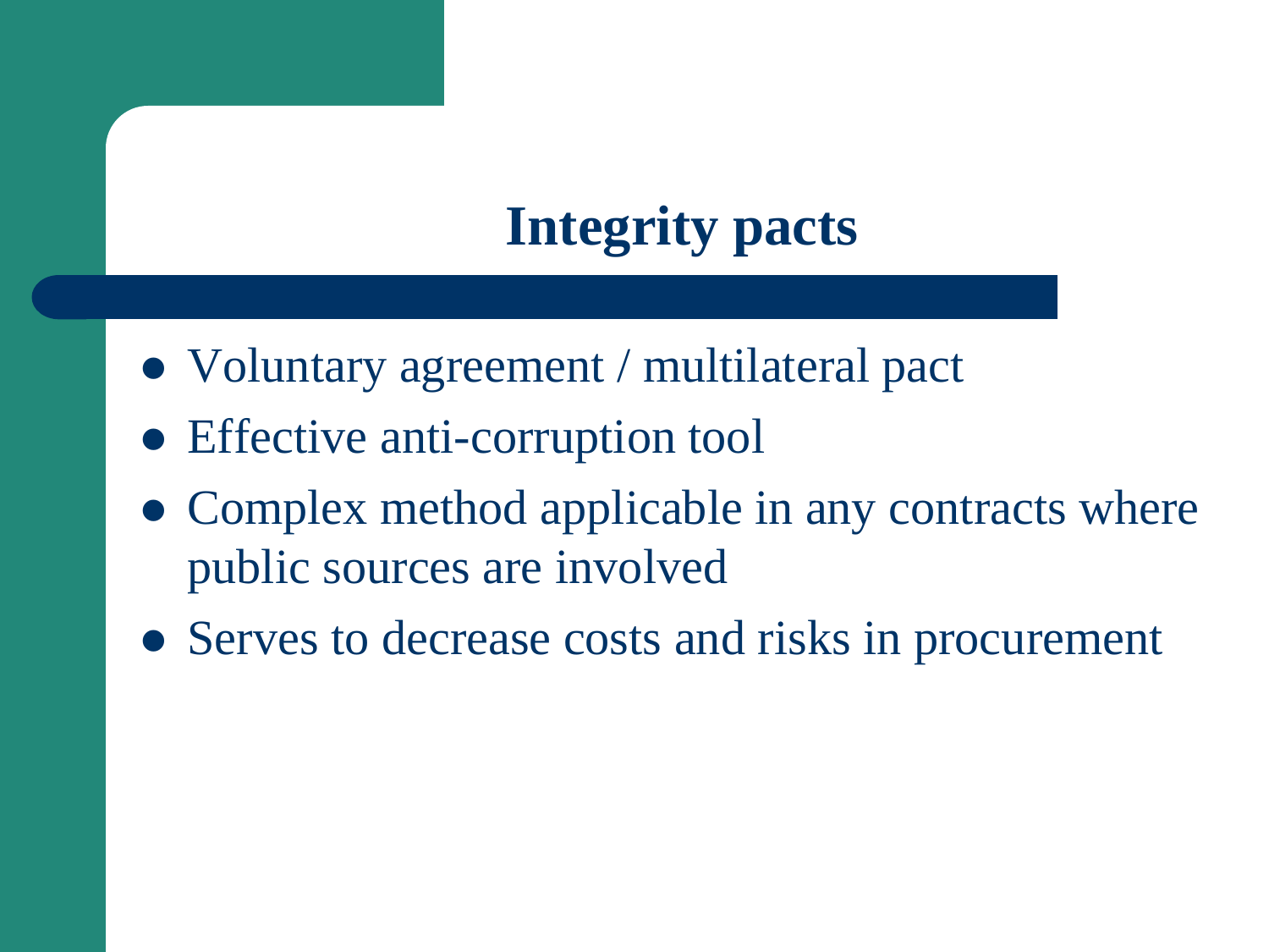# Integrity pacts

- Voluntary agreement / multilateral pact
- Effective anti-corruption tool
- Complex method applicable in any contracts where public sources are involved
- Serves to decrease costs and risks in procurement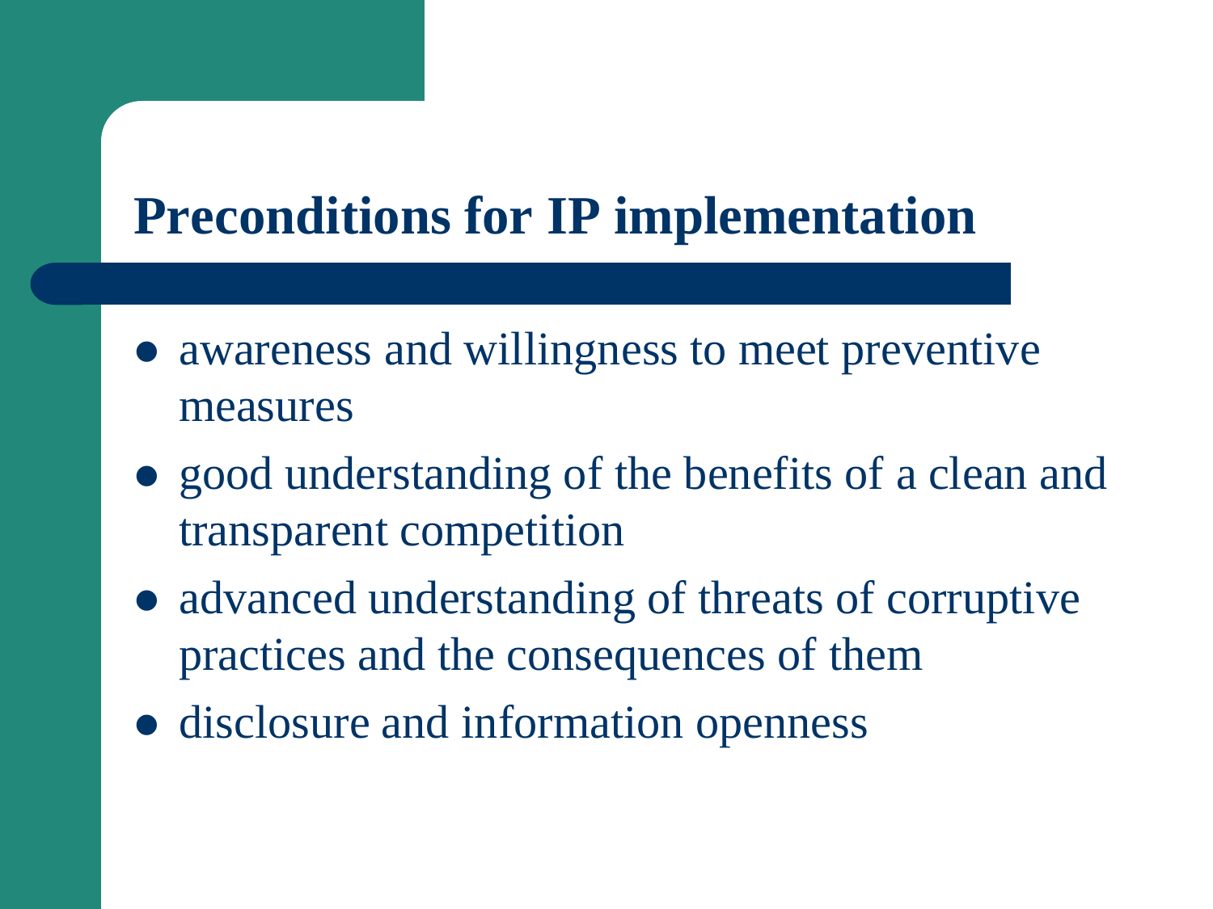# Preconditions for IP implementation

- awareness and willingness to meet preventive measures
- good understanding of the benefits of a clean and transparent competition
- advanced understanding of threats of corruptive practices and the consequences of them
- disclosure and information openness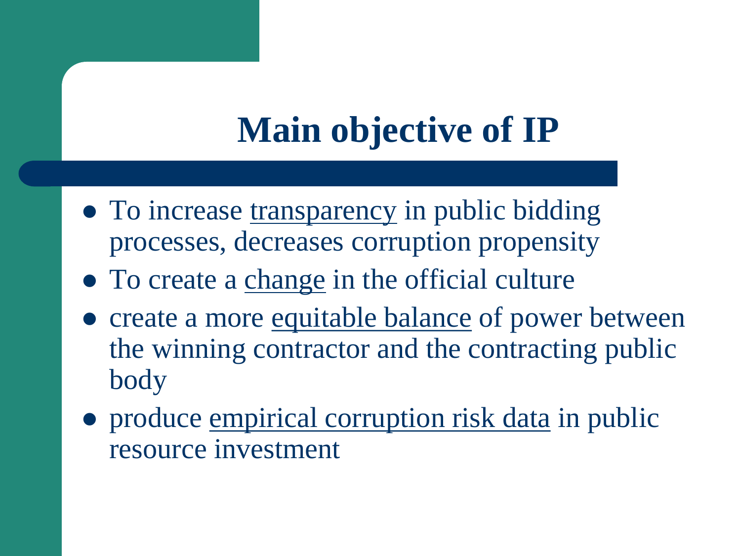# Main objective of IP

- To increase <u>transparency</u> in public bidding processes, decreases corruption propensity
- To create a <u>change</u> in the official culture
- create a more <u>equitable balance</u> of power between the winning contractor and the contracting public body
- produce <u>empirical corruption risk data</u> in public resource investment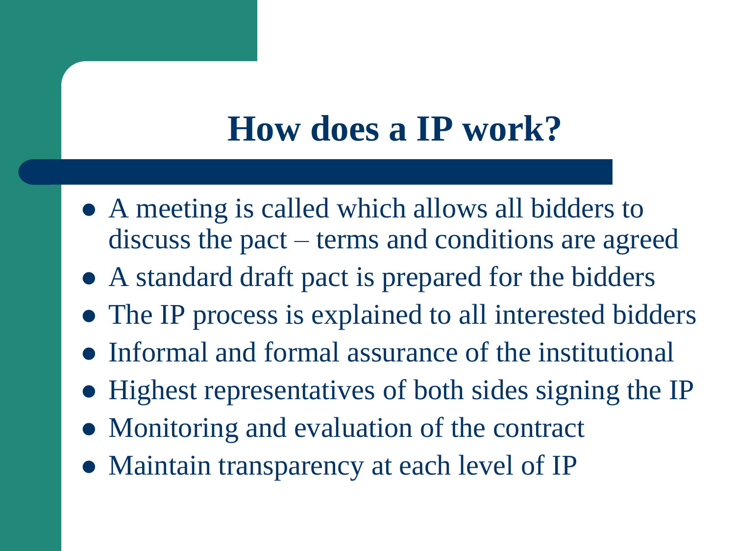# How does a IP work?

- A meeting is called which allows all bidders to discuss the pact – terms and conditions are agreed
- A standard draft pact is prepared for the bidders
- The IP process is explained to all interested bidders
- Informal and formal assurance of the institutional
- Highest representatives of both sides signing the IP
- Monitoring and evaluation of the contract
- Maintain transparency at each level of IP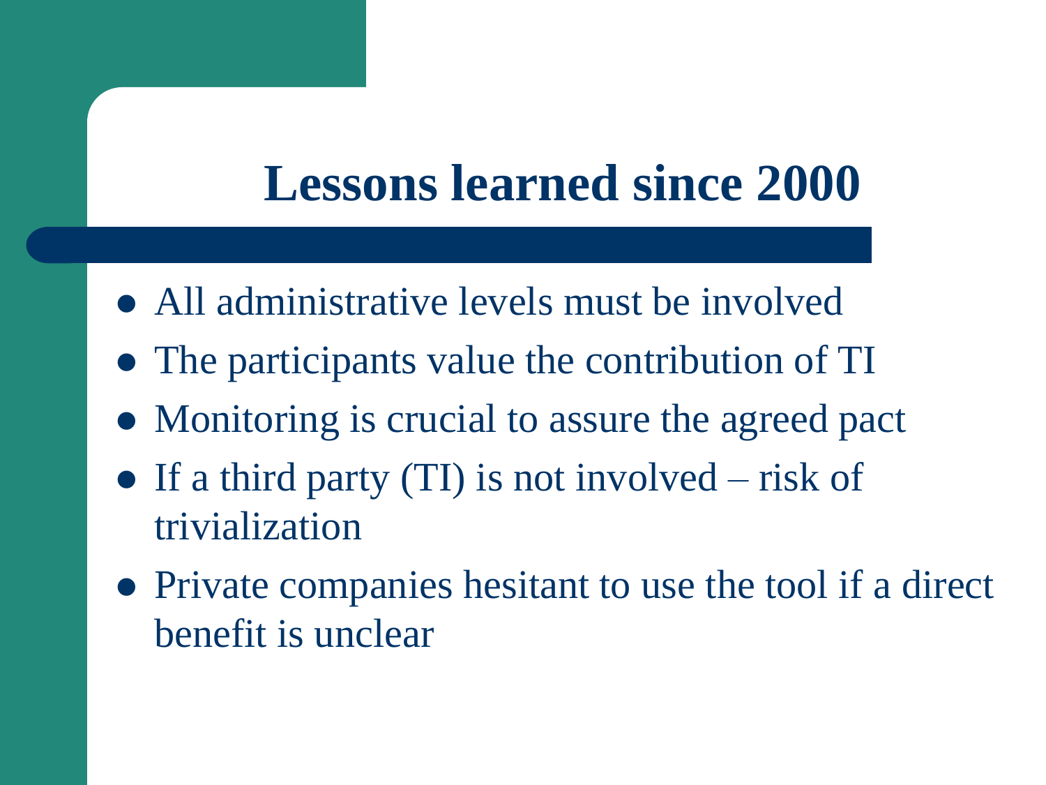# Lessons learned since 2000

- All administrative levels must be involved
- The participants value the contribution of TI
- Monitoring is crucial to assure the agreed pact
- If a third party (TI) is not involved – risk of trivialization
- Private companies hesitant to use the tool if a direct benefit is unclear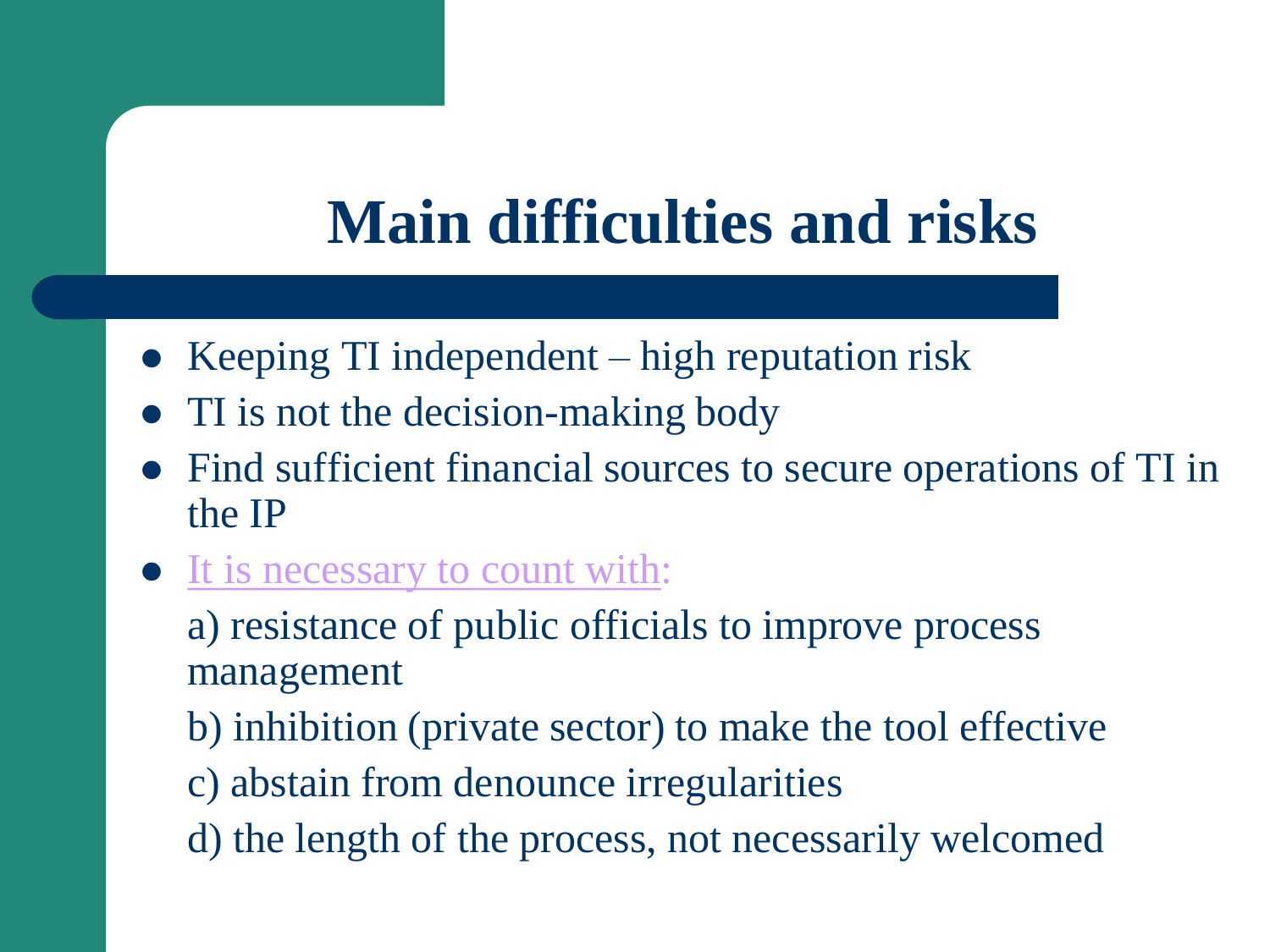# Main difficulties and risks

- Keeping TI independent – high reputation risk
- TI is not the decision-making body
- Find sufficient financial sources to secure operations of TI in the IP
- It is necessary to count with:

  a) resistance of public officials to improve process management

  b) inhibition (private sector) to make the tool effective

  c) abstain from denounce irregularities

  d) the length of the process, not necessarily welcomed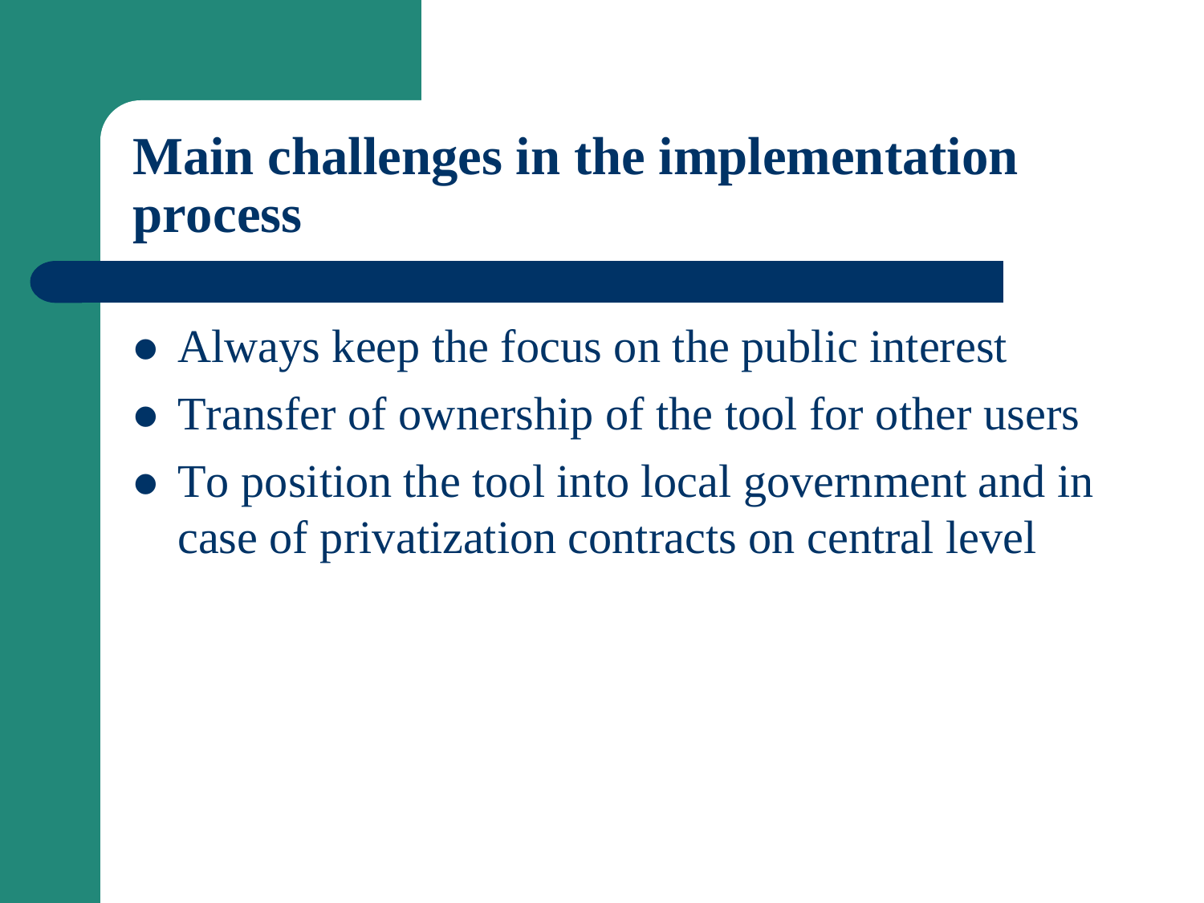# Main challenges in the implementation process

- Always keep the focus on the public interest
- Transfer of ownership of the tool for other users
- To position the tool into local government and in case of privatization contracts on central level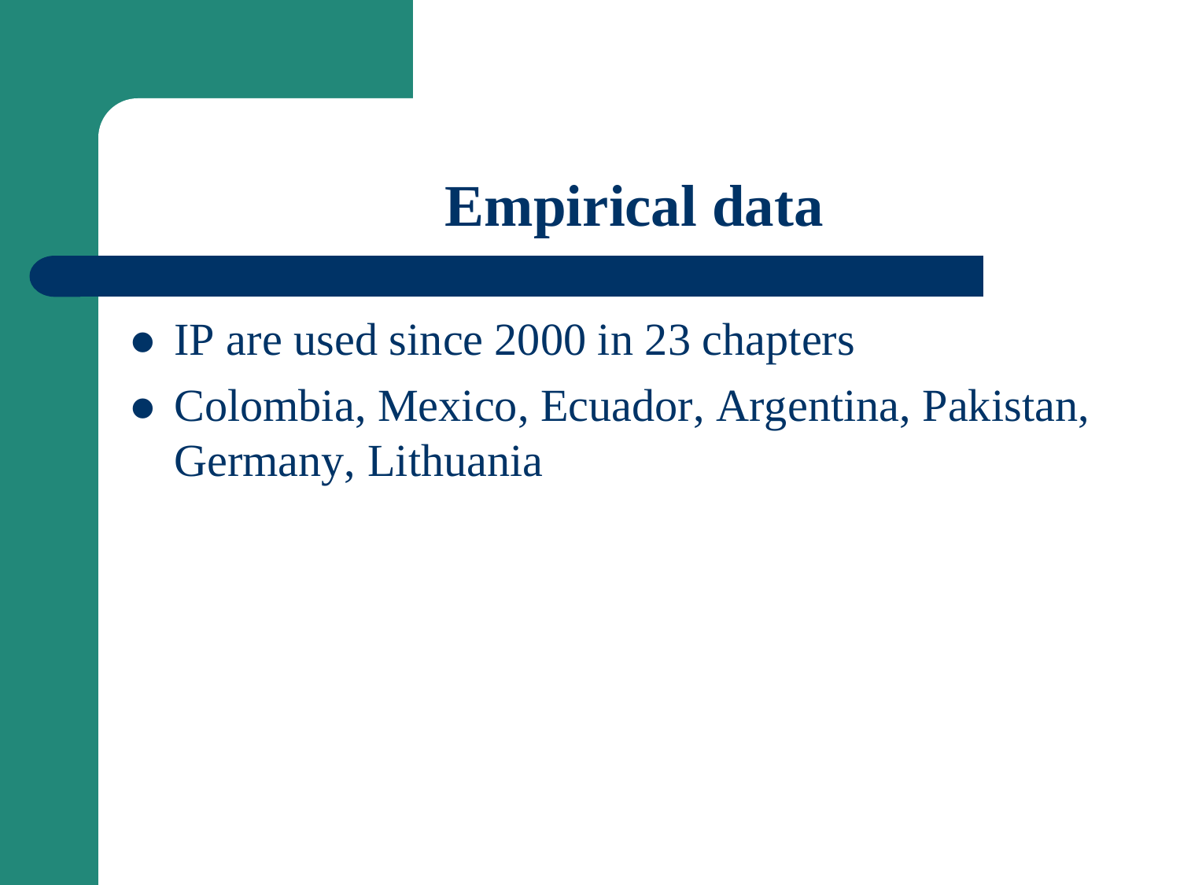# Empirical data

- IP are used since 2000 in 23 chapters
- Colombia, Mexico, Ecuador, Argentina, Pakistan, Germany, Lithuania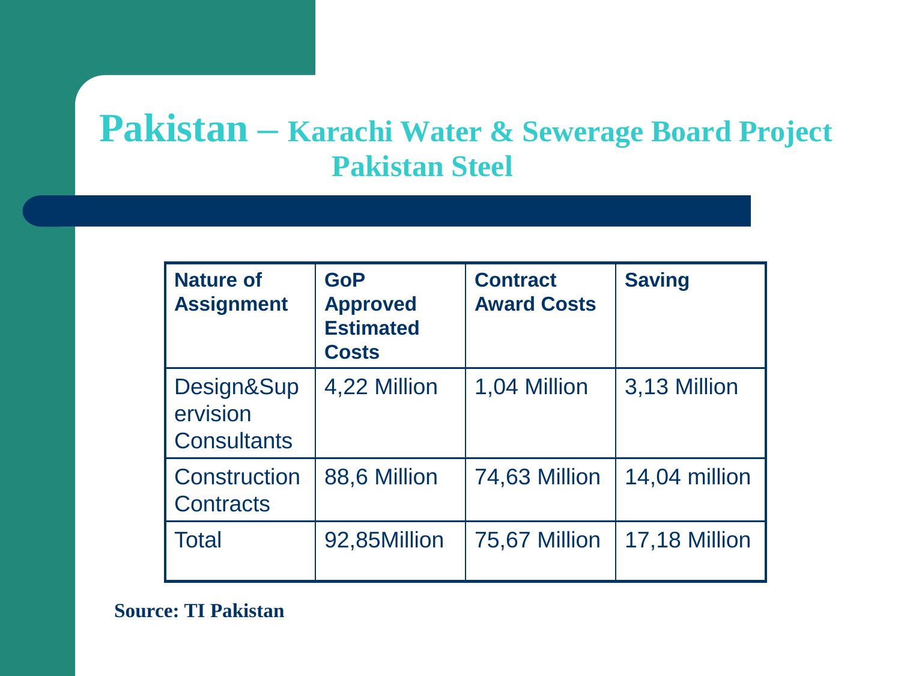# Pakistan – Karachi Water & Sewerage Board Project Pakistan Steel

| Nature of Assignment | GoP Approved Estimated Costs | Contract Award Costs | Saving |
|---|---|---|---|
| Design&Supervision Consultants | 4,22 Million | 1,04 Million | 3,13 Million |
| Construction Contracts | 88,6 Million | 74,63 Million | 14,04 million |
| Total | 92,85Million | 75,67 Million | 17,18 Million |

**Source: TI Pakistan**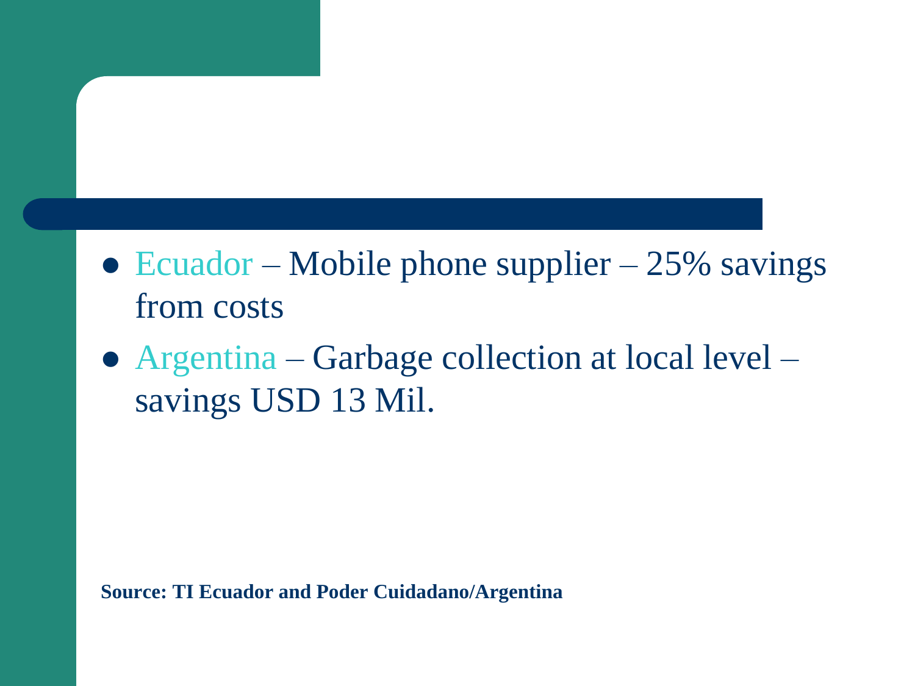- Ecuador – Mobile phone supplier – 25% savings from costs
- Argentina – Garbage collection at local level – savings USD 13 Mil.

**Source: TI Ecuador and Poder Cuidadano/Argentina**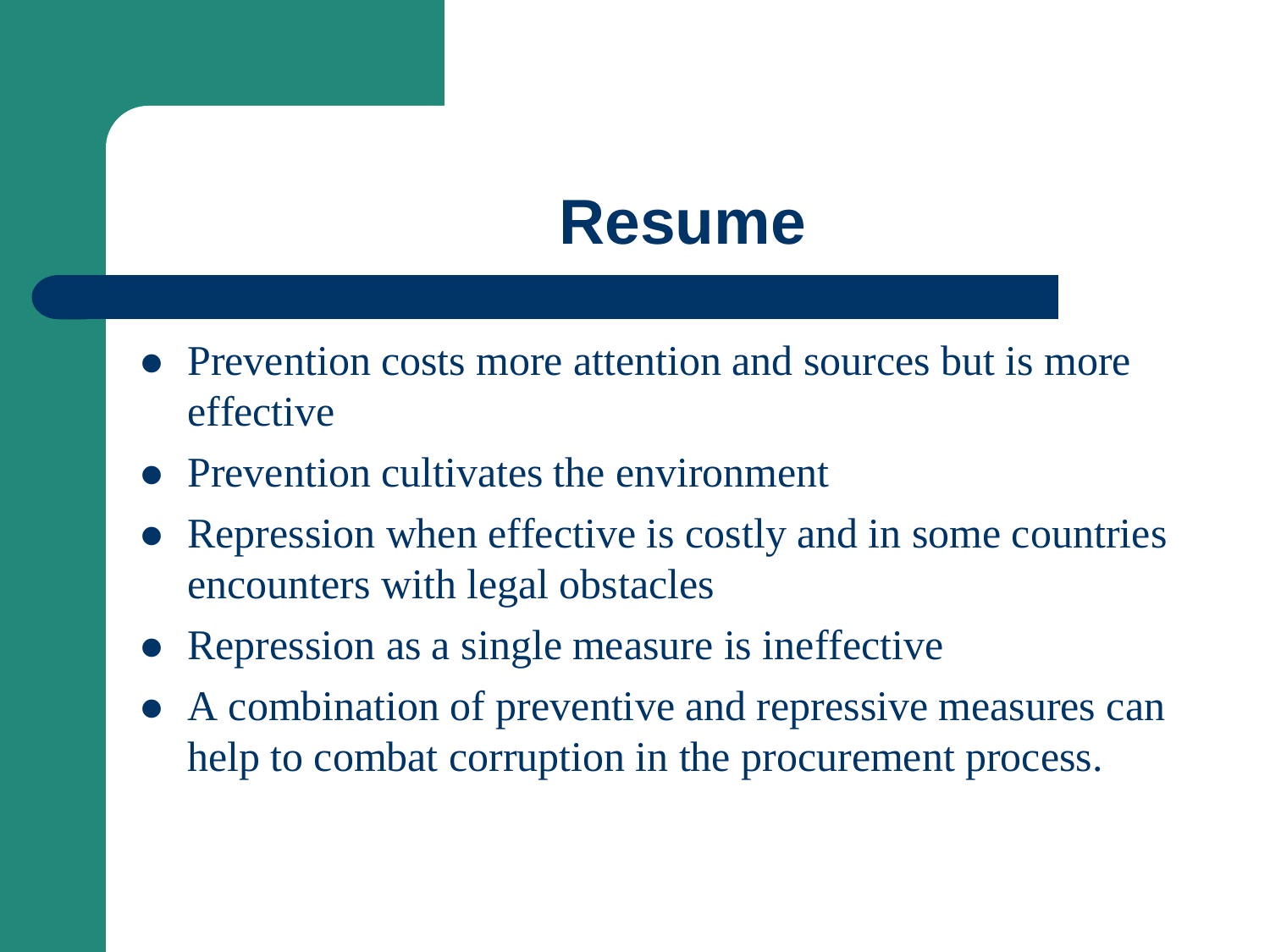# Resume

- Prevention costs more attention and sources but is more effective
- Prevention cultivates the environment
- Repression when effective is costly and in some countries encounters with legal obstacles
- Repression as a single measure is ineffective
- A combination of preventive and repressive measures can help to combat corruption in the procurement process.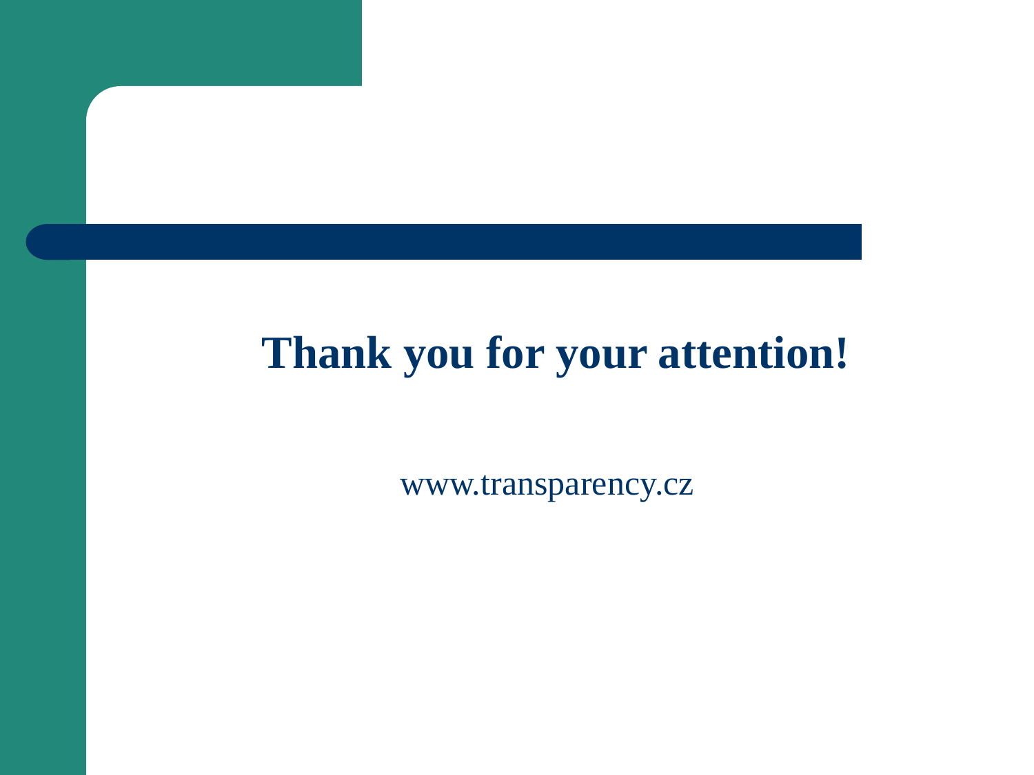# Thank you for your attention!

www.transparency.cz